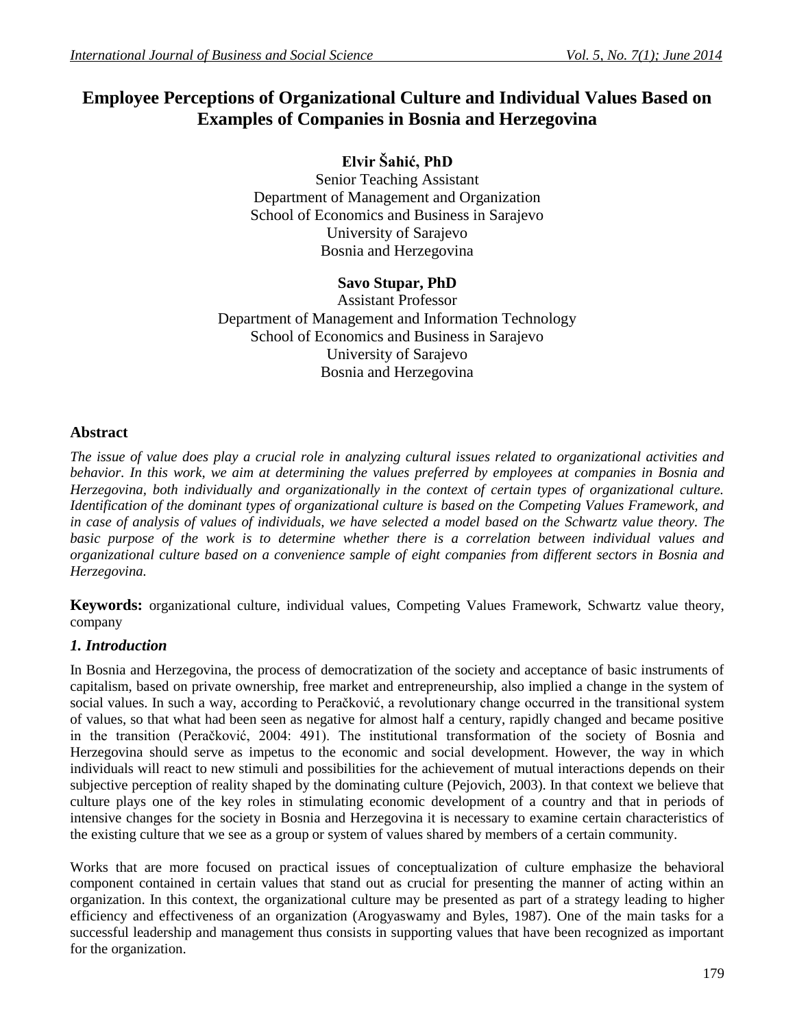# Employee Perceptions of Organizational Culture and Individual Values Based on Examples of Companies in Bosnia and Herzegovina

**Elvir Šahić, PhD**
Senior Teaching Assistant
Department of Management and Organization
School of Economics and Business in Sarajevo
University of Sarajevo
Bosnia and Herzegovina

**Savo Stupar, PhD**
Assistant Professor
Department of Management and Information Technology
School of Economics and Business in Sarajevo
University of Sarajevo
Bosnia and Herzegovina

## Abstract

*The issue of value does play a crucial role in analyzing cultural issues related to organizational activities and behavior. In this work, we aim at determining the values preferred by employees at companies in Bosnia and Herzegovina, both individually and organizationally in the context of certain types of organizational culture. Identification of the dominant types of organizational culture is based on the Competing Values Framework, and in case of analysis of values of individuals, we have selected a model based on the Schwartz value theory. The basic purpose of the work is to determine whether there is a correlation between individual values and organizational culture based on a convenience sample of eight companies from different sectors in Bosnia and Herzegovina.*

**Keywords:** organizational culture, individual values, Competing Values Framework, Schwartz value theory, company

## *1. Introduction*

In Bosnia and Herzegovina, the process of democratization of the society and acceptance of basic instruments of capitalism, based on private ownership, free market and entrepreneurship, also implied a change in the system of social values. In such a way, according to Peračković, a revolutionary change occurred in the transitional system of values, so that what had been seen as negative for almost half a century, rapidly changed and became positive in the transition (Peračković, 2004: 491). The institutional transformation of the society of Bosnia and Herzegovina should serve as impetus to the economic and social development. However, the way in which individuals will react to new stimuli and possibilities for the achievement of mutual interactions depends on their subjective perception of reality shaped by the dominating culture (Pejovich, 2003). In that context we believe that culture plays one of the key roles in stimulating economic development of a country and that in periods of intensive changes for the society in Bosnia and Herzegovina it is necessary to examine certain characteristics of the existing culture that we see as a group or system of values shared by members of a certain community.

Works that are more focused on practical issues of conceptualization of culture emphasize the behavioral component contained in certain values that stand out as crucial for presenting the manner of acting within an organization. In this context, the organizational culture may be presented as part of a strategy leading to higher efficiency and effectiveness of an organization (Arogyaswamy and Byles, 1987). One of the main tasks for a successful leadership and management thus consists in supporting values that have been recognized as important for the organization.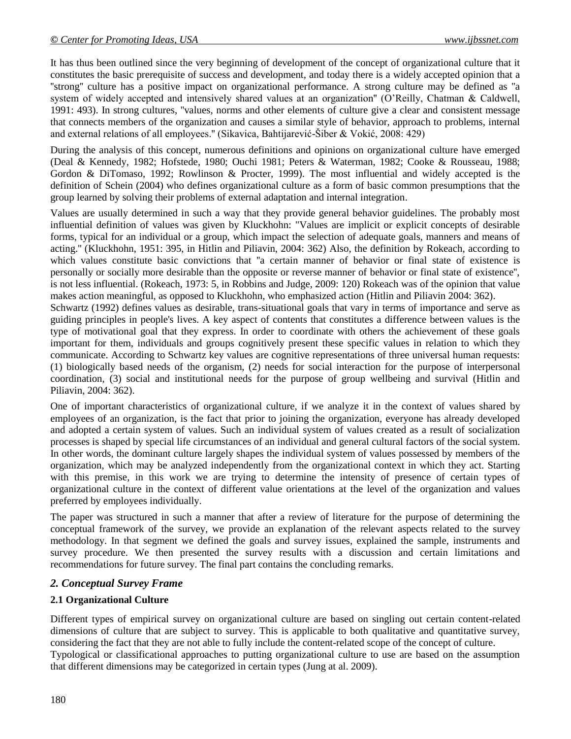It has thus been outlined since the very beginning of development of the concept of organizational culture that it constitutes the basic prerequisite of success and development, and today there is a widely accepted opinion that a "strong" culture has a positive impact on organizational performance. A strong culture may be defined as "a system of widely accepted and intensively shared values at an organization" (O'Reilly, Chatman & Caldwell, 1991: 493). In strong cultures, "values, norms and other elements of culture give a clear and consistent message that connects members of the organization and causes a similar style of behavior, approach to problems, internal and external relations of all employees." (Sikavica, Bahtijarević-Šiber & Vokić, 2008: 429)

During the analysis of this concept, numerous definitions and opinions on organizational culture have emerged (Deal & Kennedy, 1982; Hofstede, 1980; Ouchi 1981; Peters & Waterman, 1982; Cooke & Rousseau, 1988; Gordon & DiTomaso, 1992; Rowlinson & Procter, 1999). The most influential and widely accepted is the definition of Schein (2004) who defines organizational culture as a form of basic common presumptions that the group learned by solving their problems of external adaptation and internal integration.

Values are usually determined in such a way that they provide general behavior guidelines. The probably most influential definition of values was given by Kluckhohn: "Values are implicit or explicit concepts of desirable forms, typical for an individual or a group, which impact the selection of adequate goals, manners and means of acting." (Kluckhohn, 1951: 395, in Hitlin and Piliavin, 2004: 362) Also, the definition by Rokeach, according to which values constitute basic convictions that "a certain manner of behavior or final state of existence is personally or socially more desirable than the opposite or reverse manner of behavior or final state of existence", is not less influential. (Rokeach, 1973: 5, in Robbins and Judge, 2009: 120) Rokeach was of the opinion that value makes action meaningful, as opposed to Kluckhohn, who emphasized action (Hitlin and Piliavin 2004: 362).

Schwartz (1992) defines values as desirable, trans-situational goals that vary in terms of importance and serve as guiding principles in people's lives. A key aspect of contents that constitutes a difference between values is the type of motivational goal that they express. In order to coordinate with others the achievement of these goals important for them, individuals and groups cognitively present these specific values in relation to which they communicate. According to Schwartz key values are cognitive representations of three universal human requests: (1) biologically based needs of the organism, (2) needs for social interaction for the purpose of interpersonal coordination, (3) social and institutional needs for the purpose of group wellbeing and survival (Hitlin and Piliavin, 2004: 362).

One of important characteristics of organizational culture, if we analyze it in the context of values shared by employees of an organization, is the fact that prior to joining the organization, everyone has already developed and adopted a certain system of values. Such an individual system of values created as a result of socialization processes is shaped by special life circumstances of an individual and general cultural factors of the social system. In other words, the dominant culture largely shapes the individual system of values possessed by members of the organization, which may be analyzed independently from the organizational context in which they act. Starting with this premise, in this work we are trying to determine the intensity of presence of certain types of organizational culture in the context of different value orientations at the level of the organization and values preferred by employees individually.

The paper was structured in such a manner that after a review of literature for the purpose of determining the conceptual framework of the survey, we provide an explanation of the relevant aspects related to the survey methodology. In that segment we defined the goals and survey issues, explained the sample, instruments and survey procedure. We then presented the survey results with a discussion and certain limitations and recommendations for future survey. The final part contains the concluding remarks.

## *2. Conceptual Survey Frame*

### 2.1 Organizational Culture

Different types of empirical survey on organizational culture are based on singling out certain content-related dimensions of culture that are subject to survey. This is applicable to both qualitative and quantitative survey, considering the fact that they are not able to fully include the content-related scope of the concept of culture.

Typological or classificational approaches to putting organizational culture to use are based on the assumption that different dimensions may be categorized in certain types (Jung at al. 2009).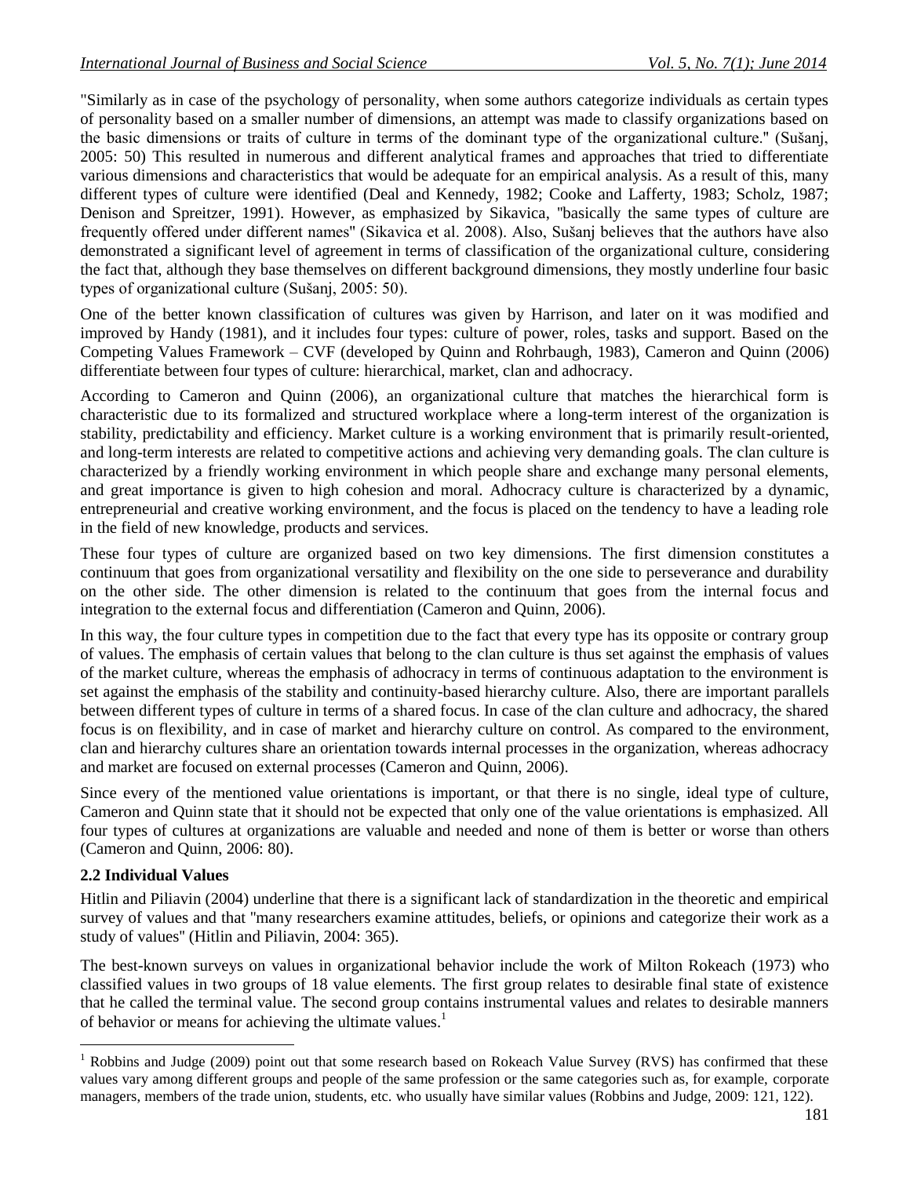"Similarly as in case of the psychology of personality, when some authors categorize individuals as certain types of personality based on a smaller number of dimensions, an attempt was made to classify organizations based on the basic dimensions or traits of culture in terms of the dominant type of the organizational culture." (Sušanj, 2005: 50) This resulted in numerous and different analytical frames and approaches that tried to differentiate various dimensions and characteristics that would be adequate for an empirical analysis. As a result of this, many different types of culture were identified (Deal and Kennedy, 1982; Cooke and Lafferty, 1983; Scholz, 1987; Denison and Spreitzer, 1991). However, as emphasized by Sikavica, "basically the same types of culture are frequently offered under different names" (Sikavica et al. 2008). Also, Sušanj believes that the authors have also demonstrated a significant level of agreement in terms of classification of the organizational culture, considering the fact that, although they base themselves on different background dimensions, they mostly underline four basic types of organizational culture (Sušanj, 2005: 50).

One of the better known classification of cultures was given by Harrison, and later on it was modified and improved by Handy (1981), and it includes four types: culture of power, roles, tasks and support. Based on the Competing Values Framework – CVF (developed by Quinn and Rohrbaugh, 1983), Cameron and Quinn (2006) differentiate between four types of culture: hierarchical, market, clan and adhocracy.

According to Cameron and Quinn (2006), an organizational culture that matches the hierarchical form is characteristic due to its formalized and structured workplace where a long-term interest of the organization is stability, predictability and efficiency. Market culture is a working environment that is primarily result-oriented, and long-term interests are related to competitive actions and achieving very demanding goals. The clan culture is characterized by a friendly working environment in which people share and exchange many personal elements, and great importance is given to high cohesion and moral. Adhocracy culture is characterized by a dynamic, entrepreneurial and creative working environment, and the focus is placed on the tendency to have a leading role in the field of new knowledge, products and services.

These four types of culture are organized based on two key dimensions. The first dimension constitutes a continuum that goes from organizational versatility and flexibility on the one side to perseverance and durability on the other side. The other dimension is related to the continuum that goes from the internal focus and integration to the external focus and differentiation (Cameron and Quinn, 2006).

In this way, the four culture types in competition due to the fact that every type has its opposite or contrary group of values. The emphasis of certain values that belong to the clan culture is thus set against the emphasis of values of the market culture, whereas the emphasis of adhocracy in terms of continuous adaptation to the environment is set against the emphasis of the stability and continuity-based hierarchy culture. Also, there are important parallels between different types of culture in terms of a shared focus. In case of the clan culture and adhocracy, the shared focus is on flexibility, and in case of market and hierarchy culture on control. As compared to the environment, clan and hierarchy cultures share an orientation towards internal processes in the organization, whereas adhocracy and market are focused on external processes (Cameron and Quinn, 2006).

Since every of the mentioned value orientations is important, or that there is no single, ideal type of culture, Cameron and Quinn state that it should not be expected that only one of the value orientations is emphasized. All four types of cultures at organizations are valuable and needed and none of them is better or worse than others (Cameron and Quinn, 2006: 80).

### 2.2 Individual Values

Hitlin and Piliavin (2004) underline that there is a significant lack of standardization in the theoretic and empirical survey of values and that "many researchers examine attitudes, beliefs, or opinions and categorize their work as a study of values" (Hitlin and Piliavin, 2004: 365).

The best-known surveys on values in organizational behavior include the work of Milton Rokeach (1973) who classified values in two groups of 18 value elements. The first group relates to desirable final state of existence that he called the terminal value. The second group contains instrumental values and relates to desirable manners of behavior or means for achieving the ultimate values.[1]

---

[1] Robbins and Judge (2009) point out that some research based on Rokeach Value Survey (RVS) has confirmed that these values vary among different groups and people of the same profession or the same categories such as, for example, corporate managers, members of the trade union, students, etc. who usually have similar values (Robbins and Judge, 2009: 121, 122).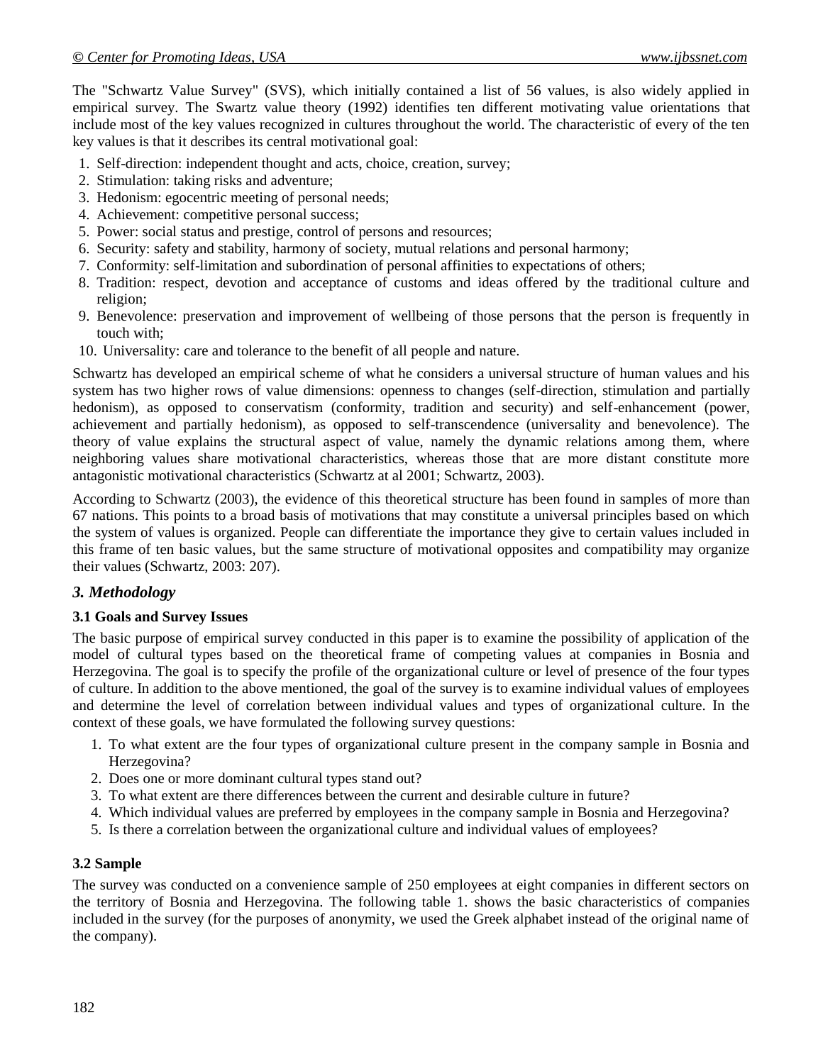The "Schwartz Value Survey" (SVS), which initially contained a list of 56 values, is also widely applied in empirical survey. The Swartz value theory (1992) identifies ten different motivating value orientations that include most of the key values recognized in cultures throughout the world. The characteristic of every of the ten key values is that it describes its central motivational goal:

1. Self-direction: independent thought and acts, choice, creation, survey;
2. Stimulation: taking risks and adventure;
3. Hedonism: egocentric meeting of personal needs;
4. Achievement: competitive personal success;
5. Power: social status and prestige, control of persons and resources;
6. Security: safety and stability, harmony of society, mutual relations and personal harmony;
7. Conformity: self-limitation and subordination of personal affinities to expectations of others;
8. Tradition: respect, devotion and acceptance of customs and ideas offered by the traditional culture and religion;
9. Benevolence: preservation and improvement of wellbeing of those persons that the person is frequently in touch with;
10. Universality: care and tolerance to the benefit of all people and nature.

Schwartz has developed an empirical scheme of what he considers a universal structure of human values and his system has two higher rows of value dimensions: openness to changes (self-direction, stimulation and partially hedonism), as opposed to conservatism (conformity, tradition and security) and self-enhancement (power, achievement and partially hedonism), as opposed to self-transcendence (universality and benevolence). The theory of value explains the structural aspect of value, namely the dynamic relations among them, where neighboring values share motivational characteristics, whereas those that are more distant constitute more antagonistic motivational characteristics (Schwartz at al 2001; Schwartz, 2003).

According to Schwartz (2003), the evidence of this theoretical structure has been found in samples of more than 67 nations. This points to a broad basis of motivations that may constitute a universal principles based on which the system of values is organized. People can differentiate the importance they give to certain values included in this frame of ten basic values, but the same structure of motivational opposites and compatibility may organize their values (Schwartz, 2003: 207).

## *3. Methodology*

### 3.1 Goals and Survey Issues

The basic purpose of empirical survey conducted in this paper is to examine the possibility of application of the model of cultural types based on the theoretical frame of competing values at companies in Bosnia and Herzegovina. The goal is to specify the profile of the organizational culture or level of presence of the four types of culture. In addition to the above mentioned, the goal of the survey is to examine individual values of employees and determine the level of correlation between individual values and types of organizational culture. In the context of these goals, we have formulated the following survey questions:

1. To what extent are the four types of organizational culture present in the company sample in Bosnia and Herzegovina?
2. Does one or more dominant cultural types stand out?
3. To what extent are there differences between the current and desirable culture in future?
4. Which individual values are preferred by employees in the company sample in Bosnia and Herzegovina?
5. Is there a correlation between the organizational culture and individual values of employees?

### 3.2 Sample

The survey was conducted on a convenience sample of 250 employees at eight companies in different sectors on the territory of Bosnia and Herzegovina. The following table 1. shows the basic characteristics of companies included in the survey (for the purposes of anonymity, we used the Greek alphabet instead of the original name of the company).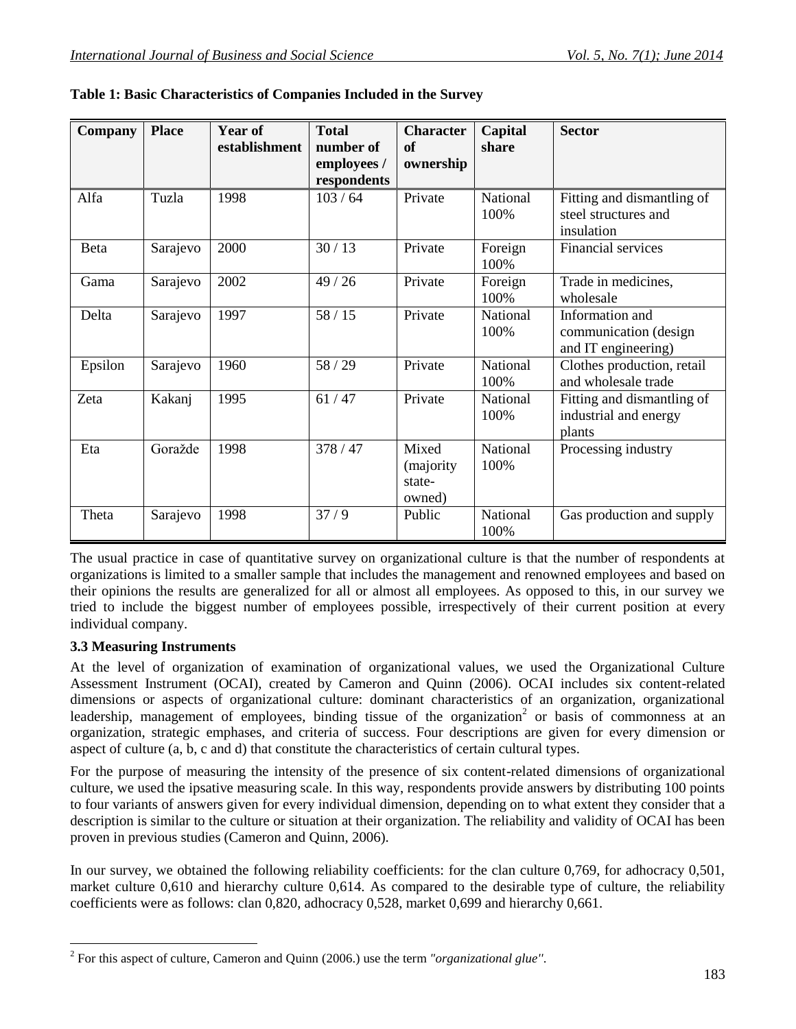**Table 1: Basic Characteristics of Companies Included in the Survey**

| Company | Place | Year of establishment | Total number of employees / respondents | Character of ownership | Capital share | Sector |
|---|---|---|---|---|---|---|
| Alfa | Tuzla | 1998 | 103 / 64 | Private | National 100% | Fitting and dismantling of steel structures and insulation |
| Beta | Sarajevo | 2000 | 30 / 13 | Private | Foreign 100% | Financial services |
| Gama | Sarajevo | 2002 | 49 / 26 | Private | Foreign 100% | Trade in medicines, wholesale |
| Delta | Sarajevo | 1997 | 58 / 15 | Private | National 100% | Information and communication (design and IT engineering) |
| Epsilon | Sarajevo | 1960 | 58 / 29 | Private | National 100% | Clothes production, retail and wholesale trade |
| Zeta | Kakanj | 1995 | 61 / 47 | Private | National 100% | Fitting and dismantling of industrial and energy plants |
| Eta | Goražde | 1998 | 378 / 47 | Mixed (majority state-owned) | National 100% | Processing industry |
| Theta | Sarajevo | 1998 | 37 / 9 | Public | National 100% | Gas production and supply |

The usual practice in case of quantitative survey on organizational culture is that the number of respondents at organizations is limited to a smaller sample that includes the management and renowned employees and based on their opinions the results are generalized for all or almost all employees. As opposed to this, in our survey we tried to include the biggest number of employees possible, irrespectively of their current position at every individual company.

### 3.3 Measuring Instruments

At the level of organization of examination of organizational values, we used the Organizational Culture Assessment Instrument (OCAI), created by Cameron and Quinn (2006). OCAI includes six content-related dimensions or aspects of organizational culture: dominant characteristics of an organization, organizational leadership, management of employees, binding tissue of the organization[2] or basis of commonness at an organization, strategic emphases, and criteria of success. Four descriptions are given for every dimension or aspect of culture (a, b, c and d) that constitute the characteristics of certain cultural types.

For the purpose of measuring the intensity of the presence of six content-related dimensions of organizational culture, we used the ipsative measuring scale. In this way, respondents provide answers by distributing 100 points to four variants of answers given for every individual dimension, depending on to what extent they consider that a description is similar to the culture or situation at their organization. The reliability and validity of OCAI has been proven in previous studies (Cameron and Quinn, 2006).

In our survey, we obtained the following reliability coefficients: for the clan culture 0,769, for adhocracy 0,501, market culture 0,610 and hierarchy culture 0,614. As compared to the desirable type of culture, the reliability coefficients were as follows: clan 0,820, adhocracy 0,528, market 0,699 and hierarchy 0,661.

[2] For this aspect of culture, Cameron and Quinn (2006.) use the term *"organizational glue"*.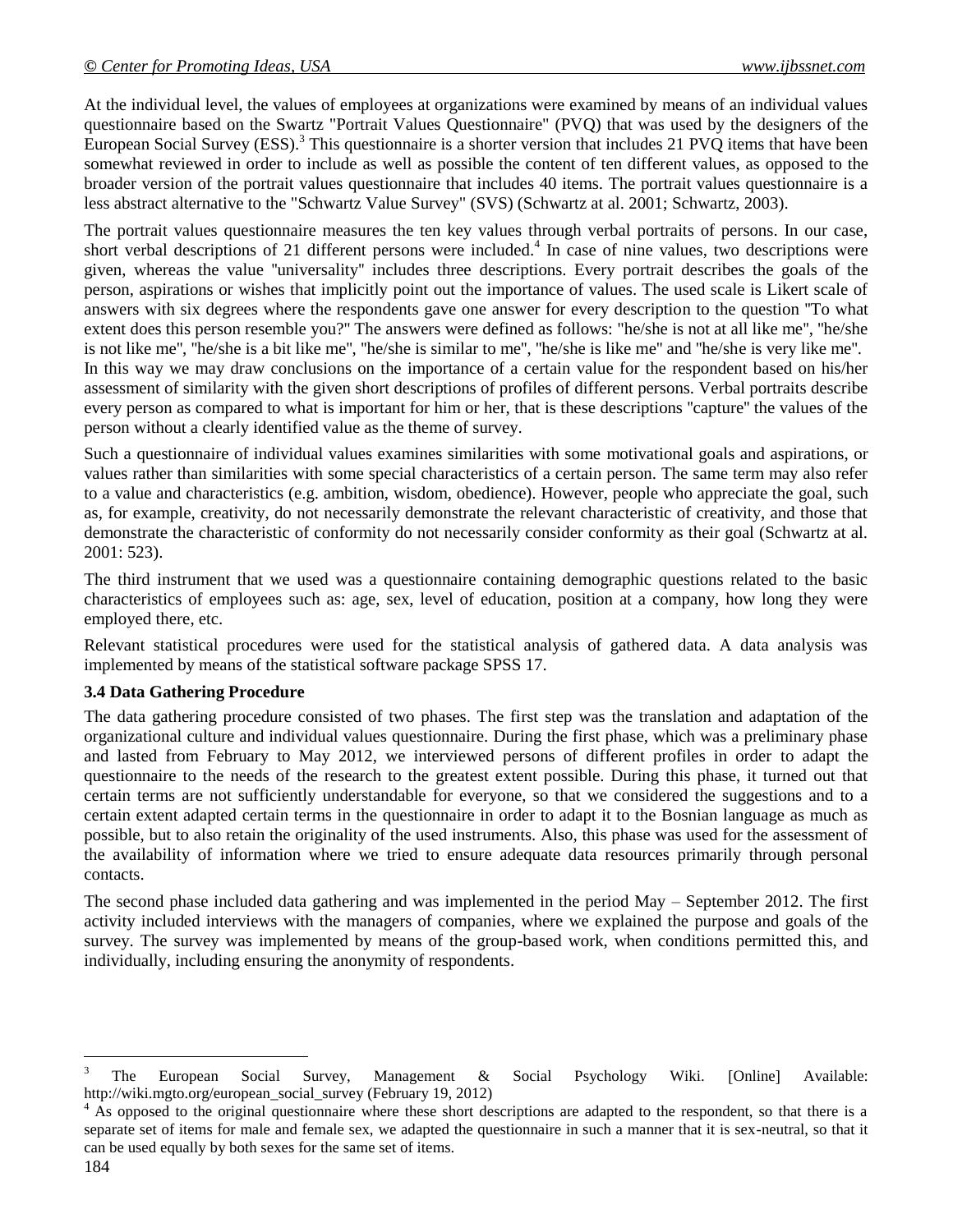At the individual level, the values of employees at organizations were examined by means of an individual values questionnaire based on the Swartz "Portrait Values Questionnaire" (PVQ) that was used by the designers of the European Social Survey (ESS).[3] This questionnaire is a shorter version that includes 21 PVQ items that have been somewhat reviewed in order to include as well as possible the content of ten different values, as opposed to the broader version of the portrait values questionnaire that includes 40 items. The portrait values questionnaire is a less abstract alternative to the "Schwartz Value Survey" (SVS) (Schwartz at al. 2001; Schwartz, 2003).

The portrait values questionnaire measures the ten key values through verbal portraits of persons. In our case, short verbal descriptions of 21 different persons were included.[4] In case of nine values, two descriptions were given, whereas the value "universality" includes three descriptions. Every portrait describes the goals of the person, aspirations or wishes that implicitly point out the importance of values. The used scale is Likert scale of answers with six degrees where the respondents gave one answer for every description to the question "To what extent does this person resemble you?" The answers were defined as follows: "he/she is not at all like me", "he/she is not like me", "he/she is a bit like me", "he/she is similar to me", "he/she is like me" and "he/she is very like me". In this way we may draw conclusions on the importance of a certain value for the respondent based on his/her assessment of similarity with the given short descriptions of profiles of different persons. Verbal portraits describe every person as compared to what is important for him or her, that is these descriptions "capture" the values of the person without a clearly identified value as the theme of survey.

Such a questionnaire of individual values examines similarities with some motivational goals and aspirations, or values rather than similarities with some special characteristics of a certain person. The same term may also refer to a value and characteristics (e.g. ambition, wisdom, obedience). However, people who appreciate the goal, such as, for example, creativity, do not necessarily demonstrate the relevant characteristic of creativity, and those that demonstrate the characteristic of conformity do not necessarily consider conformity as their goal (Schwartz at al. 2001: 523).

The third instrument that we used was a questionnaire containing demographic questions related to the basic characteristics of employees such as: age, sex, level of education, position at a company, how long they were employed there, etc.

Relevant statistical procedures were used for the statistical analysis of gathered data. A data analysis was implemented by means of the statistical software package SPSS 17.

### 3.4 Data Gathering Procedure

The data gathering procedure consisted of two phases. The first step was the translation and adaptation of the organizational culture and individual values questionnaire. During the first phase, which was a preliminary phase and lasted from February to May 2012, we interviewed persons of different profiles in order to adapt the questionnaire to the needs of the research to the greatest extent possible. During this phase, it turned out that certain terms are not sufficiently understandable for everyone, so that we considered the suggestions and to a certain extent adapted certain terms in the questionnaire in order to adapt it to the Bosnian language as much as possible, but to also retain the originality of the used instruments. Also, this phase was used for the assessment of the availability of information where we tried to ensure adequate data resources primarily through personal contacts.

The second phase included data gathering and was implemented in the period May – September 2012. The first activity included interviews with the managers of companies, where we explained the purpose and goals of the survey. The survey was implemented by means of the group-based work, when conditions permitted this, and individually, including ensuring the anonymity of respondents.

---

[3] The European Social Survey, Management & Social Psychology Wiki. [Online] Available: http://wiki.mgto.org/european_social_survey (February 19, 2012)

[4] As opposed to the original questionnaire where these short descriptions are adapted to the respondent, so that there is a separate set of items for male and female sex, we adapted the questionnaire in such a manner that it is sex-neutral, so that it can be used equally by both sexes for the same set of items.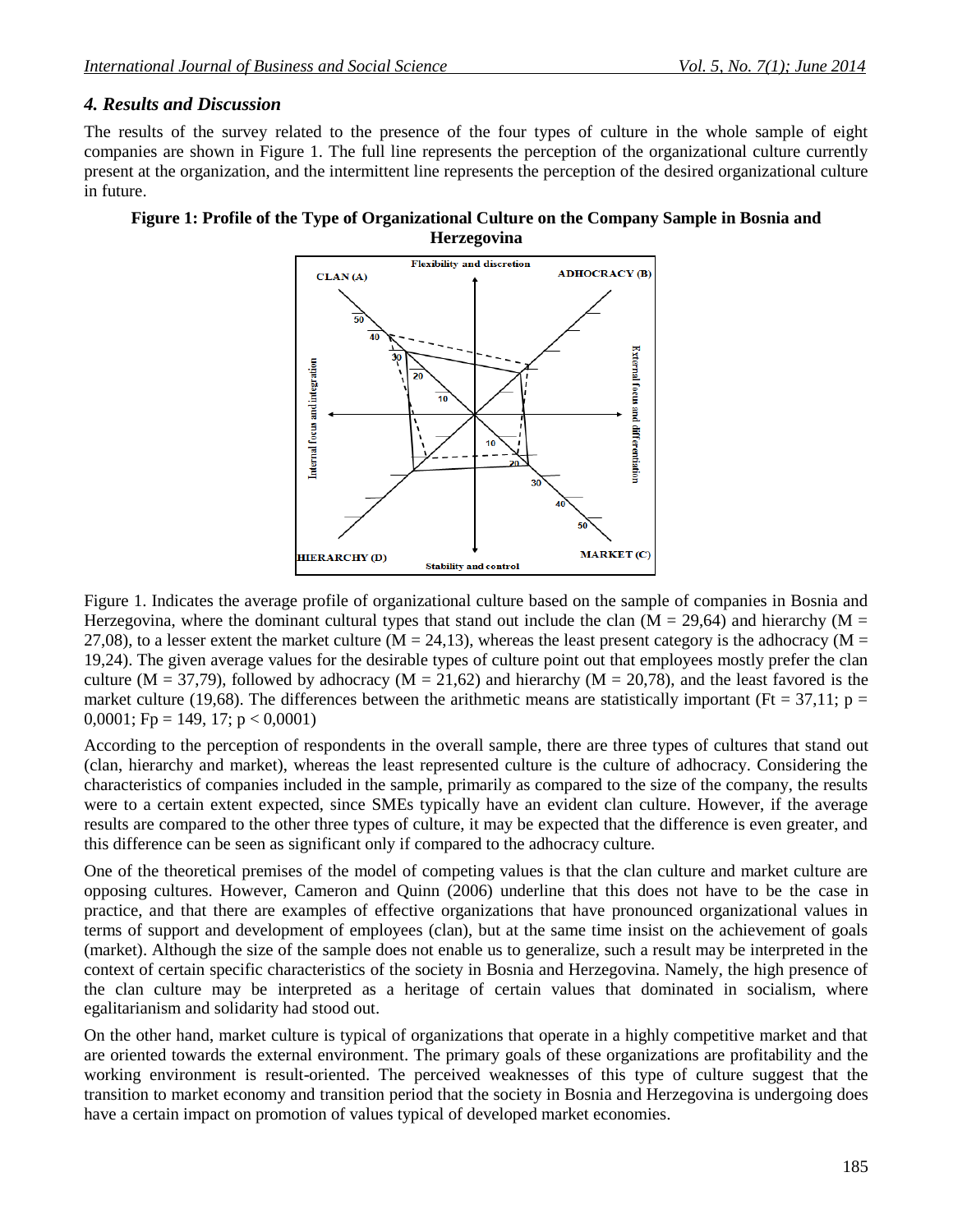### *4. Results and Discussion*

The results of the survey related to the presence of the four types of culture in the whole sample of eight companies are shown in Figure 1. The full line represents the perception of the organizational culture currently present at the organization, and the intermittent line represents the perception of the desired organizational culture in future.

**Figure 1: Profile of the Type of Organizational Culture on the Company Sample in Bosnia and Herzegovina**

Figure 1. Indicates the average profile of organizational culture based on the sample of companies in Bosnia and Herzegovina, where the dominant cultural types that stand out include the clan (M = 29,64) and hierarchy (M = 27,08), to a lesser extent the market culture (M = 24,13), whereas the least present category is the adhocracy (M = 19,24). The given average values for the desirable types of culture point out that employees mostly prefer the clan culture (M = 37,79), followed by adhocracy (M = 21,62) and hierarchy (M = 20,78), and the least favored is the market culture (19,68). The differences between the arithmetic means are statistically important (Ft = 37,11; p = 0,0001; Fp = 149, 17; p < 0,0001)

According to the perception of respondents in the overall sample, there are three types of cultures that stand out (clan, hierarchy and market), whereas the least represented culture is the culture of adhocracy. Considering the characteristics of companies included in the sample, primarily as compared to the size of the company, the results were to a certain extent expected, since SMEs typically have an evident clan culture. However, if the average results are compared to the other three types of culture, it may be expected that the difference is even greater, and this difference can be seen as significant only if compared to the adhocracy culture.

One of the theoretical premises of the model of competing values is that the clan culture and market culture are opposing cultures. However, Cameron and Quinn (2006) underline that this does not have to be the case in practice, and that there are examples of effective organizations that have pronounced organizational values in terms of support and development of employees (clan), but at the same time insist on the achievement of goals (market). Although the size of the sample does not enable us to generalize, such a result may be interpreted in the context of certain specific characteristics of the society in Bosnia and Herzegovina. Namely, the high presence of the clan culture may be interpreted as a heritage of certain values that dominated in socialism, where egalitarianism and solidarity had stood out.

On the other hand, market culture is typical of organizations that operate in a highly competitive market and that are oriented towards the external environment. The primary goals of these organizations are profitability and the working environment is result-oriented. The perceived weaknesses of this type of culture suggest that the transition to market economy and transition period that the society in Bosnia and Herzegovina is undergoing does have a certain impact on promotion of values typical of developed market economies.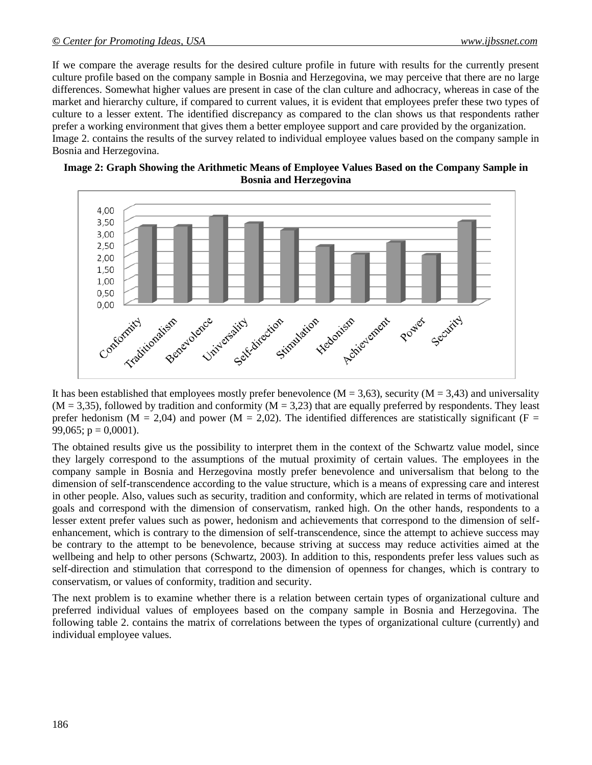If we compare the average results for the desired culture profile in future with results for the currently present culture profile based on the company sample in Bosnia and Herzegovina, we may perceive that there are no large differences. Somewhat higher values are present in case of the clan culture and adhocracy, whereas in case of the market and hierarchy culture, if compared to current values, it is evident that employees prefer these two types of culture to a lesser extent. The identified discrepancy as compared to the clan shows us that respondents rather prefer a working environment that gives them a better employee support and care provided by the organization. Image 2. contains the results of the survey related to individual employee values based on the company sample in Bosnia and Herzegovina.

**Image 2: Graph Showing the Arithmetic Means of Employee Values Based on the Company Sample in Bosnia and Herzegovina**

It has been established that employees mostly prefer benevolence (M = 3,63), security (M = 3,43) and universality (M = 3,35), followed by tradition and conformity (M = 3,23) that are equally preferred by respondents. They least prefer hedonism (M = 2,04) and power (M = 2,02). The identified differences are statistically significant (F = 99,065; p = 0,0001).

The obtained results give us the possibility to interpret them in the context of the Schwartz value model, since they largely correspond to the assumptions of the mutual proximity of certain values. The employees in the company sample in Bosnia and Herzegovina mostly prefer benevolence and universalism that belong to the dimension of self-transcendence according to the value structure, which is a means of expressing care and interest in other people. Also, values such as security, tradition and conformity, which are related in terms of motivational goals and correspond with the dimension of conservatism, ranked high. On the other hands, respondents to a lesser extent prefer values such as power, hedonism and achievements that correspond to the dimension of self-enhancement, which is contrary to the dimension of self-transcendence, since the attempt to achieve success may be contrary to the attempt to be benevolence, because striving at success may reduce activities aimed at the wellbeing and help to other persons (Schwartz, 2003). In addition to this, respondents prefer less values such as self-direction and stimulation that correspond to the dimension of openness for changes, which is contrary to conservatism, or values of conformity, tradition and security.

The next problem is to examine whether there is a relation between certain types of organizational culture and preferred individual values of employees based on the company sample in Bosnia and Herzegovina. The following table 2. contains the matrix of correlations between the types of organizational culture (currently) and individual employee values.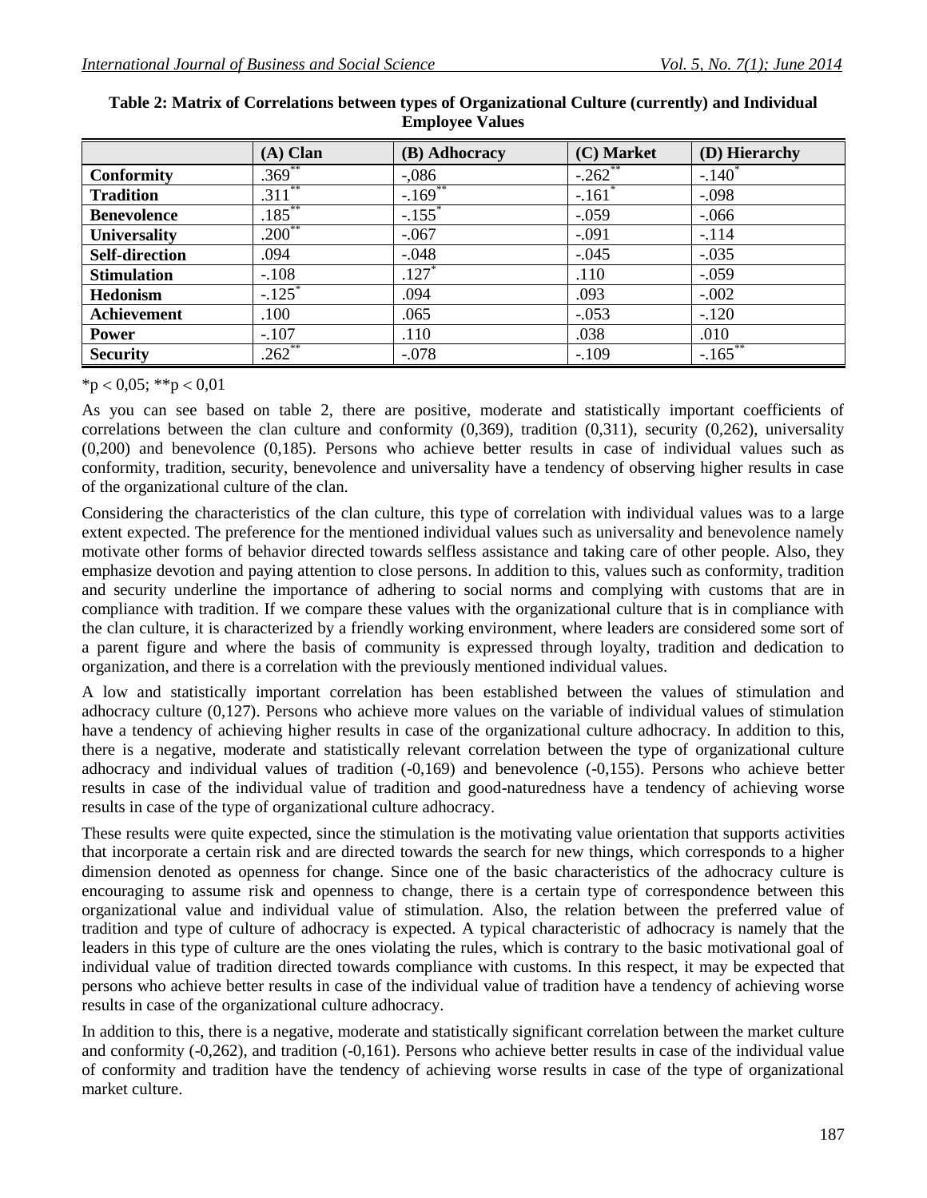**Table 2: Matrix of Correlations between types of Organizational Culture (currently) and Individual Employee Values**

| | (A) Clan | (B) Adhocracy | (C) Market | (D) Hierarchy |
|---|---|---|---|---|
| **Conformity** | .369** | -,086 | -.262** | -.140* |
| **Tradition** | .311** | -.169** | -.161* | -.098 |
| **Benevolence** | .185** | -.155* | -.059 | -.066 |
| **Universality** | .200** | -.067 | -.091 | -.114 |
| **Self-direction** | .094 | -.048 | -.045 | -.035 |
| **Stimulation** | -.108 | .127* | .110 | -.059 |
| **Hedonism** | -.125* | .094 | .093 | -.002 |
| **Achievement** | .100 | .065 | -.053 | -.120 |
| **Power** | -.107 | .110 | .038 | .010 |
| **Security** | .262** | -.078 | -.109 | -.165** |

*p < 0,05; **p < 0,01

As you can see based on table 2, there are positive, moderate and statistically important coefficients of correlations between the clan culture and conformity (0,369), tradition (0,311), security (0,262), universality (0,200) and benevolence (0,185). Persons who achieve better results in case of individual values such as conformity, tradition, security, benevolence and universality have a tendency of observing higher results in case of the organizational culture of the clan.

Considering the characteristics of the clan culture, this type of correlation with individual values was to a large extent expected. The preference for the mentioned individual values such as universality and benevolence namely motivate other forms of behavior directed towards selfless assistance and taking care of other people. Also, they emphasize devotion and paying attention to close persons. In addition to this, values such as conformity, tradition and security underline the importance of adhering to social norms and complying with customs that are in compliance with tradition. If we compare these values with the organizational culture that is in compliance with the clan culture, it is characterized by a friendly working environment, where leaders are considered some sort of a parent figure and where the basis of community is expressed through loyalty, tradition and dedication to organization, and there is a correlation with the previously mentioned individual values.

A low and statistically important correlation has been established between the values of stimulation and adhocracy culture (0,127). Persons who achieve more values on the variable of individual values of stimulation have a tendency of achieving higher results in case of the organizational culture adhocracy. In addition to this, there is a negative, moderate and statistically relevant correlation between the type of organizational culture adhocracy and individual values of tradition (-0,169) and benevolence (-0,155). Persons who achieve better results in case of the individual value of tradition and good-naturedness have a tendency of achieving worse results in case of the type of organizational culture adhocracy.

These results were quite expected, since the stimulation is the motivating value orientation that supports activities that incorporate a certain risk and are directed towards the search for new things, which corresponds to a higher dimension denoted as openness for change. Since one of the basic characteristics of the adhocracy culture is encouraging to assume risk and openness to change, there is a certain type of correspondence between this organizational value and individual value of stimulation. Also, the relation between the preferred value of tradition and type of culture of adhocracy is expected. A typical characteristic of adhocracy is namely that the leaders in this type of culture are the ones violating the rules, which is contrary to the basic motivational goal of individual value of tradition directed towards compliance with customs. In this respect, it may be expected that persons who achieve better results in case of the individual value of tradition have a tendency of achieving worse results in case of the organizational culture adhocracy.

In addition to this, there is a negative, moderate and statistically significant correlation between the market culture and conformity (-0,262), and tradition (-0,161). Persons who achieve better results in case of the individual value of conformity and tradition have the tendency of achieving worse results in case of the type of organizational market culture.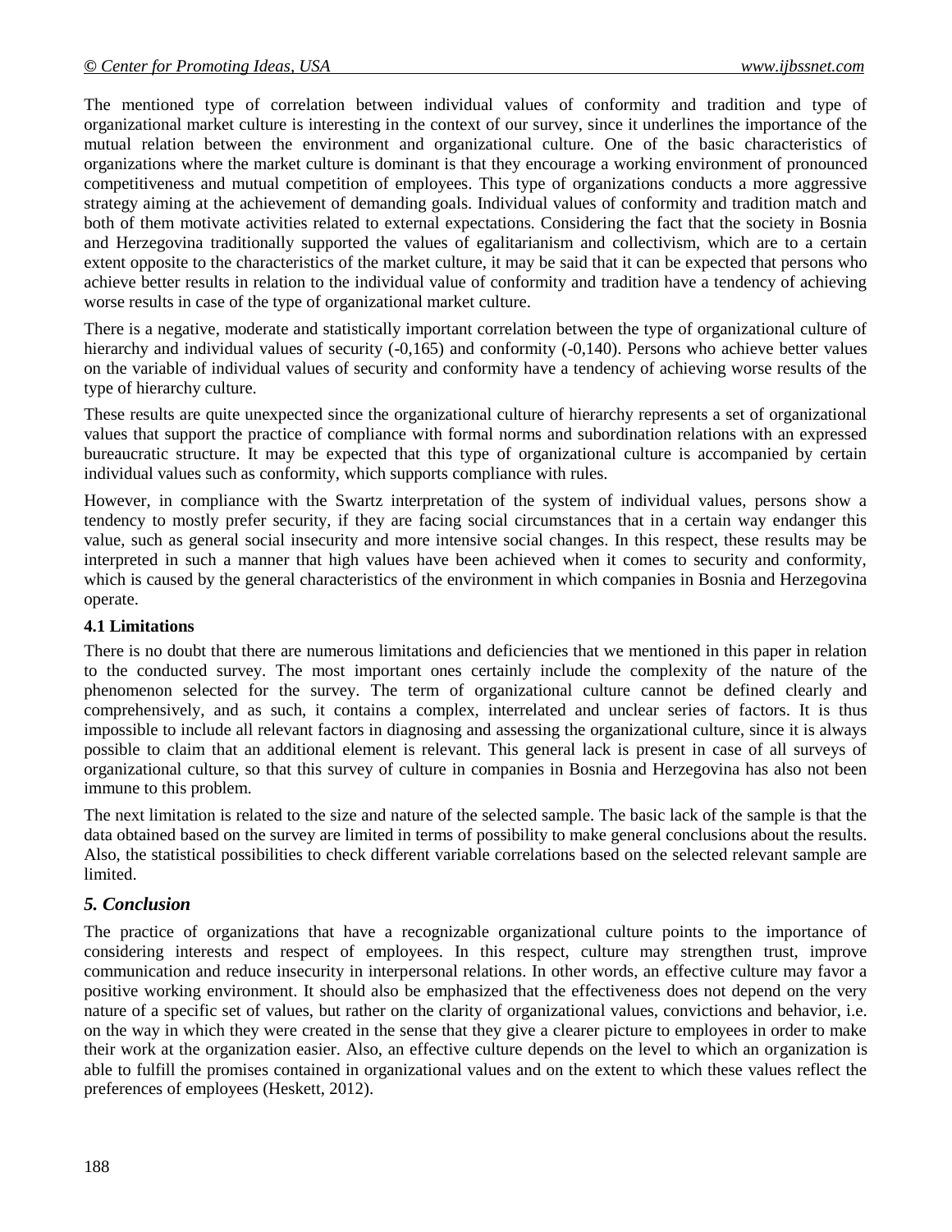The mentioned type of correlation between individual values of conformity and tradition and type of organizational market culture is interesting in the context of our survey, since it underlines the importance of the mutual relation between the environment and organizational culture. One of the basic characteristics of organizations where the market culture is dominant is that they encourage a working environment of pronounced competitiveness and mutual competition of employees. This type of organizations conducts a more aggressive strategy aiming at the achievement of demanding goals. Individual values of conformity and tradition match and both of them motivate activities related to external expectations. Considering the fact that the society in Bosnia and Herzegovina traditionally supported the values of egalitarianism and collectivism, which are to a certain extent opposite to the characteristics of the market culture, it may be said that it can be expected that persons who achieve better results in relation to the individual value of conformity and tradition have a tendency of achieving worse results in case of the type of organizational market culture.

There is a negative, moderate and statistically important correlation between the type of organizational culture of hierarchy and individual values of security (-0,165) and conformity (-0,140). Persons who achieve better values on the variable of individual values of security and conformity have a tendency of achieving worse results of the type of hierarchy culture.

These results are quite unexpected since the organizational culture of hierarchy represents a set of organizational values that support the practice of compliance with formal norms and subordination relations with an expressed bureaucratic structure. It may be expected that this type of organizational culture is accompanied by certain individual values such as conformity, which supports compliance with rules.

However, in compliance with the Swartz interpretation of the system of individual values, persons show a tendency to mostly prefer security, if they are facing social circumstances that in a certain way endanger this value, such as general social insecurity and more intensive social changes. In this respect, these results may be interpreted in such a manner that high values have been achieved when it comes to security and conformity, which is caused by the general characteristics of the environment in which companies in Bosnia and Herzegovina operate.

### 4.1 Limitations

There is no doubt that there are numerous limitations and deficiencies that we mentioned in this paper in relation to the conducted survey. The most important ones certainly include the complexity of the nature of the phenomenon selected for the survey. The term of organizational culture cannot be defined clearly and comprehensively, and as such, it contains a complex, interrelated and unclear series of factors. It is thus impossible to include all relevant factors in diagnosing and assessing the organizational culture, since it is always possible to claim that an additional element is relevant. This general lack is present in case of all surveys of organizational culture, so that this survey of culture in companies in Bosnia and Herzegovina has also not been immune to this problem.

The next limitation is related to the size and nature of the selected sample. The basic lack of the sample is that the data obtained based on the survey are limited in terms of possibility to make general conclusions about the results. Also, the statistical possibilities to check different variable correlations based on the selected relevant sample are limited.

## *5. Conclusion*

The practice of organizations that have a recognizable organizational culture points to the importance of considering interests and respect of employees. In this respect, culture may strengthen trust, improve communication and reduce insecurity in interpersonal relations. In other words, an effective culture may favor a positive working environment. It should also be emphasized that the effectiveness does not depend on the very nature of a specific set of values, but rather on the clarity of organizational values, convictions and behavior, i.e. on the way in which they were created in the sense that they give a clearer picture to employees in order to make their work at the organization easier. Also, an effective culture depends on the level to which an organization is able to fulfill the promises contained in organizational values and on the extent to which these values reflect the preferences of employees (Heskett, 2012).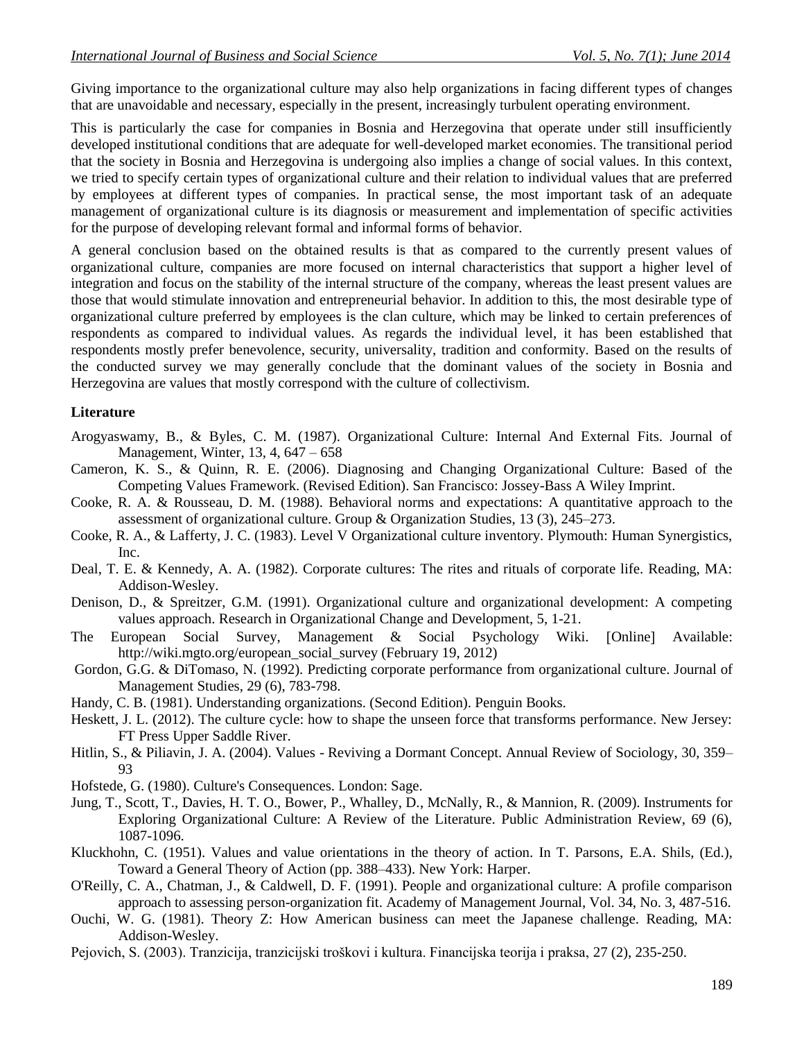Giving importance to the organizational culture may also help organizations in facing different types of changes that are unavoidable and necessary, especially in the present, increasingly turbulent operating environment.

This is particularly the case for companies in Bosnia and Herzegovina that operate under still insufficiently developed institutional conditions that are adequate for well-developed market economies. The transitional period that the society in Bosnia and Herzegovina is undergoing also implies a change of social values. In this context, we tried to specify certain types of organizational culture and their relation to individual values that are preferred by employees at different types of companies. In practical sense, the most important task of an adequate management of organizational culture is its diagnosis or measurement and implementation of specific activities for the purpose of developing relevant formal and informal forms of behavior.

A general conclusion based on the obtained results is that as compared to the currently present values of organizational culture, companies are more focused on internal characteristics that support a higher level of integration and focus on the stability of the internal structure of the company, whereas the least present values are those that would stimulate innovation and entrepreneurial behavior. In addition to this, the most desirable type of organizational culture preferred by employees is the clan culture, which may be linked to certain preferences of respondents as compared to individual values. As regards the individual level, it has been established that respondents mostly prefer benevolence, security, universality, tradition and conformity. Based on the results of the conducted survey we may generally conclude that the dominant values of the society in Bosnia and Herzegovina are values that mostly correspond with the culture of collectivism.

**Literature**

Arogyaswamy, B., & Byles, C. M. (1987). Organizational Culture: Internal And External Fits. Journal of Management, Winter, 13, 4, 647 – 658

Cameron, K. S., & Quinn, R. E. (2006). Diagnosing and Changing Organizational Culture: Based of the Competing Values Framework. (Revised Edition). San Francisco: Jossey-Bass A Wiley Imprint.

Cooke, R. A. & Rousseau, D. M. (1988). Behavioral norms and expectations: A quantitative approach to the assessment of organizational culture. Group & Organization Studies, 13 (3), 245–273.

Cooke, R. A., & Lafferty, J. C. (1983). Level V Organizational culture inventory. Plymouth: Human Synergistics, Inc.

Deal, T. E. & Kennedy, A. A. (1982). Corporate cultures: The rites and rituals of corporate life. Reading, MA: Addison-Wesley.

Denison, D., & Spreitzer, G.M. (1991). Organizational culture and organizational development: A competing values approach. Research in Organizational Change and Development, 5, 1-21.

The European Social Survey, Management & Social Psychology Wiki. [Online] Available: http://wiki.mgto.org/european_social_survey (February 19, 2012)

Gordon, G.G. & DiTomaso, N. (1992). Predicting corporate performance from organizational culture. Journal of Management Studies, 29 (6), 783-798.

Handy, C. B. (1981). Understanding organizations. (Second Edition). Penguin Books.

Heskett, J. L. (2012). The culture cycle: how to shape the unseen force that transforms performance. New Jersey: FT Press Upper Saddle River.

Hitlin, S., & Piliavin, J. A. (2004). Values - Reviving a Dormant Concept. Annual Review of Sociology, 30, 359–93

Hofstede, G. (1980). Culture's Consequences. London: Sage.

Jung, T., Scott, T., Davies, H. T. O., Bower, P., Whalley, D., McNally, R., & Mannion, R. (2009). Instruments for Exploring Organizational Culture: A Review of the Literature. Public Administration Review, 69 (6), 1087-1096.

Kluckhohn, C. (1951). Values and value orientations in the theory of action. In T. Parsons, E.A. Shils, (Ed.), Toward a General Theory of Action (pp. 388–433). New York: Harper.

O'Reilly, C. A., Chatman, J., & Caldwell, D. F. (1991). People and organizational culture: A profile comparison approach to assessing person-organization fit. Academy of Management Journal, Vol. 34, No. 3, 487-516.

Ouchi, W. G. (1981). Theory Z: How American business can meet the Japanese challenge. Reading, MA: Addison-Wesley.

Pejovich, S. (2003). Tranzicija, tranzicijski troškovi i kultura. Financijska teorija i praksa, 27 (2), 235-250.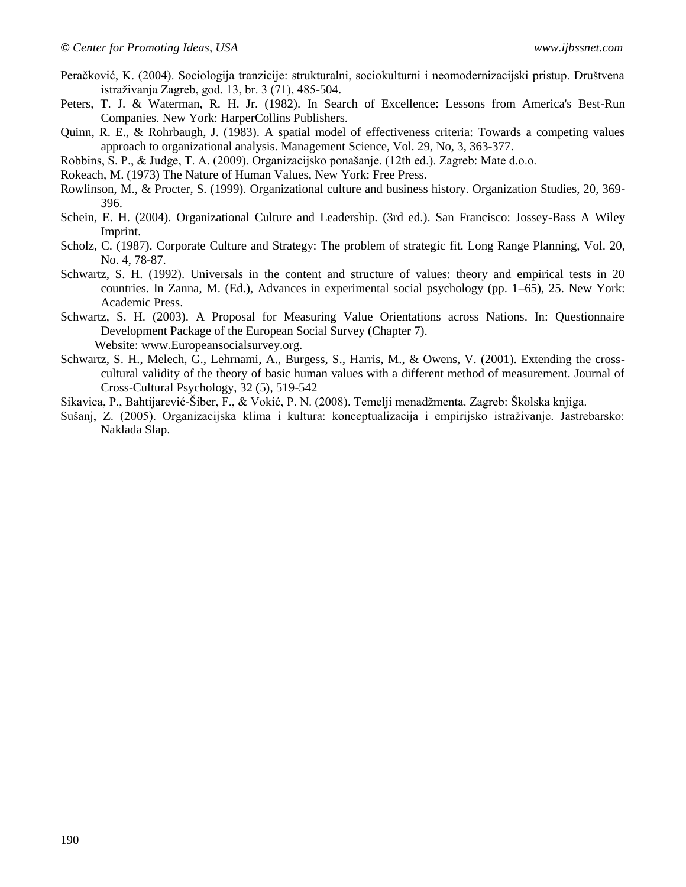Peračković, K. (2004). Sociologija tranzicije: strukturalni, sociokulturni i neomodernizacijski pristup. Društvena istraživanja Zagreb, god. 13, br. 3 (71), 485-504.

Peters, T. J. & Waterman, R. H. Jr. (1982). In Search of Excellence: Lessons from America's Best-Run Companies. New York: HarperCollins Publishers.

Quinn, R. E., & Rohrbaugh, J. (1983). A spatial model of effectiveness criteria: Towards a competing values approach to organizational analysis. Management Science, Vol. 29, No, 3, 363-377.

Robbins, S. P., & Judge, T. A. (2009). Organizacijsko ponašanje. (12th ed.). Zagreb: Mate d.o.o.

Rokeach, M. (1973) The Nature of Human Values, New York: Free Press.

Rowlinson, M., & Procter, S. (1999). Organizational culture and business history. Organization Studies, 20, 369-396.

Schein, E. H. (2004). Organizational Culture and Leadership. (3rd ed.). San Francisco: Jossey-Bass A Wiley Imprint.

Scholz, C. (1987). Corporate Culture and Strategy: The problem of strategic fit. Long Range Planning, Vol. 20, No. 4, 78-87.

Schwartz, S. H. (1992). Universals in the content and structure of values: theory and empirical tests in 20 countries. In Zanna, M. (Ed.), Advances in experimental social psychology (pp. 1–65), 25. New York: Academic Press.

Schwartz, S. H. (2003). A Proposal for Measuring Value Orientations across Nations. In: Questionnaire Development Package of the European Social Survey (Chapter 7).
Website: www.Europeansocialsurvey.org.

Schwartz, S. H., Melech, G., Lehrnami, A., Burgess, S., Harris, M., & Owens, V. (2001). Extending the cross-cultural validity of the theory of basic human values with a different method of measurement. Journal of Cross-Cultural Psychology, 32 (5), 519-542

Sikavica, P., Bahtijarević-Šiber, F., & Vokić, P. N. (2008). Temelji menadžmenta. Zagreb: Školska knjiga.

Sušanj, Z. (2005). Organizacijska klima i kultura: konceptualizacija i empirijsko istraživanje. Jastrebarsko: Naklada Slap.